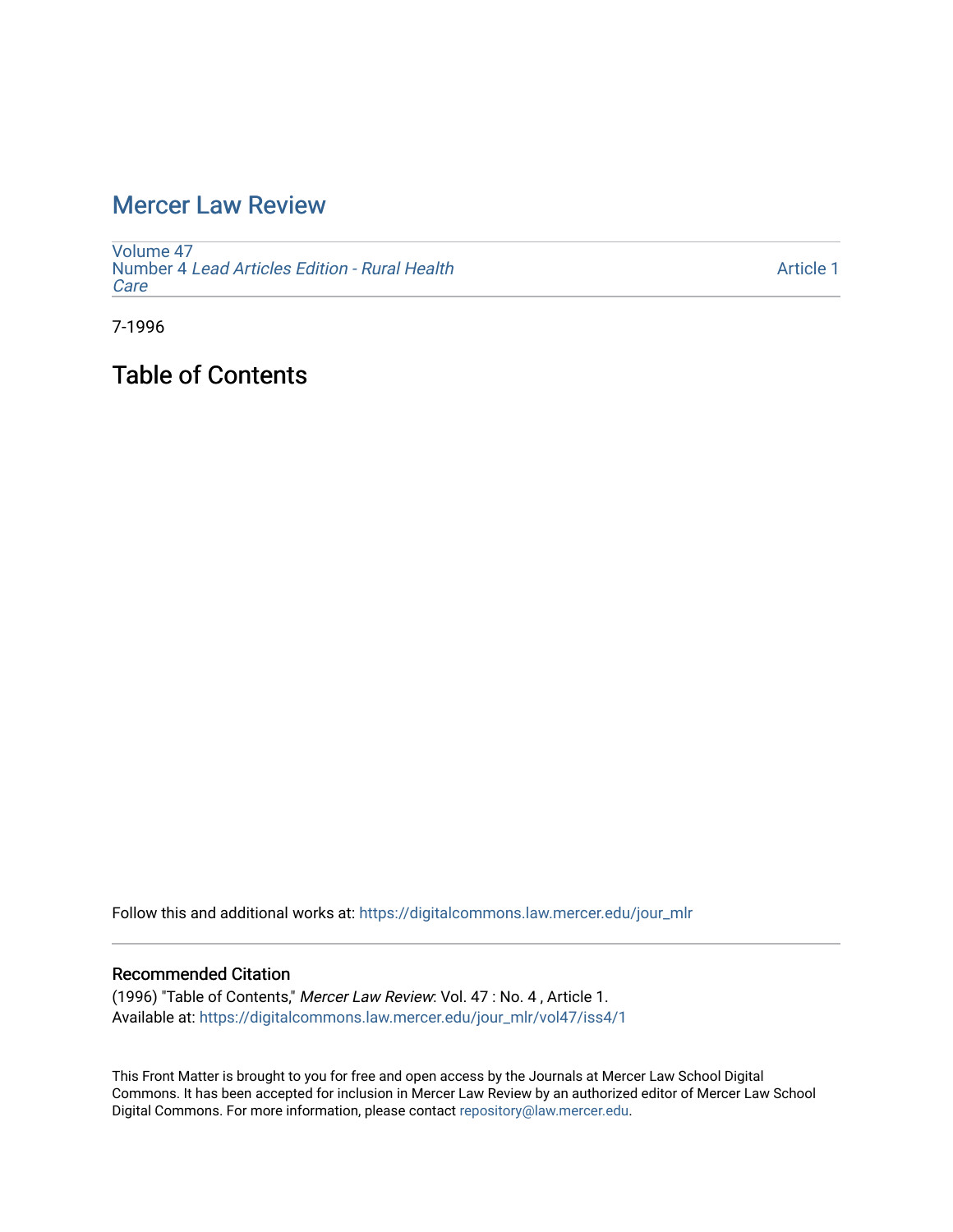# Mercer Law Review

Volume 47
Number 4 *Lead Articles Edition - Rural Health Care*

Article 1

7-1996

## Table of Contents

Follow this and additional works at: https://digitalcommons.law.mercer.edu/jour_mlr

### Recommended Citation

(1996) "Table of Contents," *Mercer Law Review*: Vol. 47 : No. 4 , Article 1.
Available at: https://digitalcommons.law.mercer.edu/jour_mlr/vol47/iss4/1

This Front Matter is brought to you for free and open access by the Journals at Mercer Law School Digital Commons. It has been accepted for inclusion in Mercer Law Review by an authorized editor of Mercer Law School Digital Commons. For more information, please contact repository@law.mercer.edu.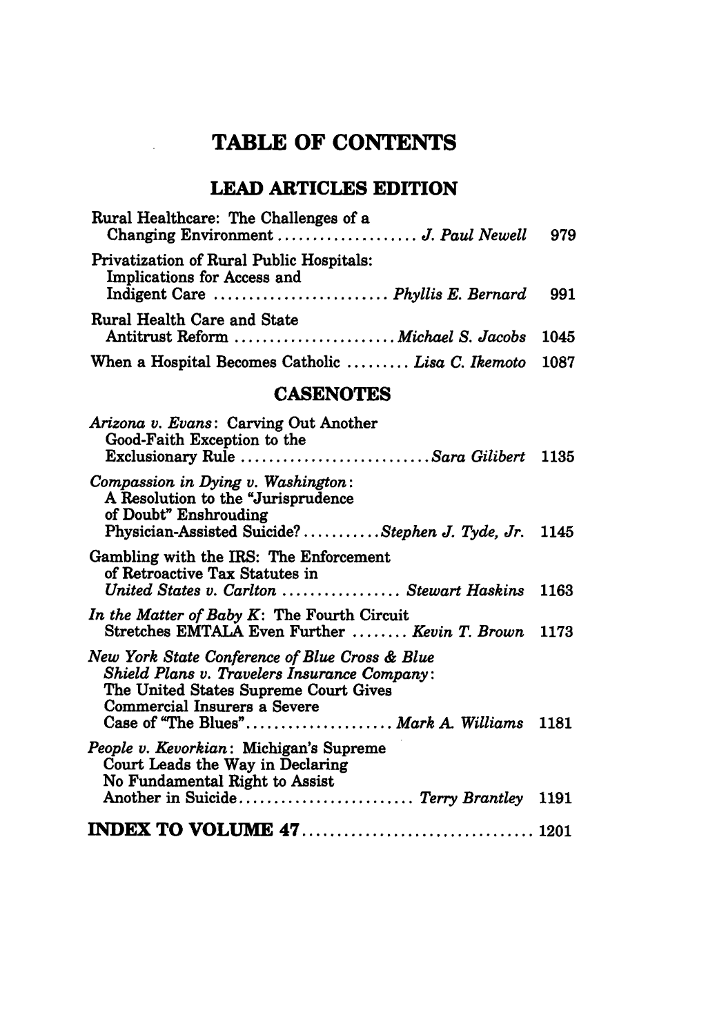# TABLE OF CONTENTS

## LEAD ARTICLES EDITION

Rural Healthcare: The Challenges of a Changing Environment .................... *J. Paul Newell* 979

Privatization of Rural Public Hospitals: Implications for Access and Indigent Care ......................... *Phyllis E. Bernard* 991

Rural Health Care and State Antitrust Reform ....................... *Michael S. Jacobs* 1045

When a Hospital Becomes Catholic ......... *Lisa C. Ikemoto* 1087

## CASENOTES

*Arizona v. Evans*: Carving Out Another Good-Faith Exception to the Exclusionary Rule ........................... *Sara Gilibert* 1135

*Compassion in Dying v. Washington*: A Resolution to the "Jurisprudence of Doubt" Enshrouding Physician-Assisted Suicide? ........... *Stephen J. Tyde, Jr.* 1145

Gambling with the IRS: The Enforcement of Retroactive Tax Statutes in *United States v. Carlton* ................. *Stewart Haskins* 1163

*In the Matter of Baby K*: The Fourth Circuit Stretches EMTALA Even Further ........ *Kevin T. Brown* 1173

*New York State Conference of Blue Cross & Blue Shield Plans v. Travelers Insurance Company*: The United States Supreme Court Gives Commercial Insurers a Severe Case of "The Blues"..................... *Mark A. Williams* 1181

*People v. Kevorkian*: Michigan's Supreme Court Leads the Way in Declaring No Fundamental Right to Assist Another in Suicide......................... *Terry Brantley* 1191

**INDEX TO VOLUME 47** ................................ 1201